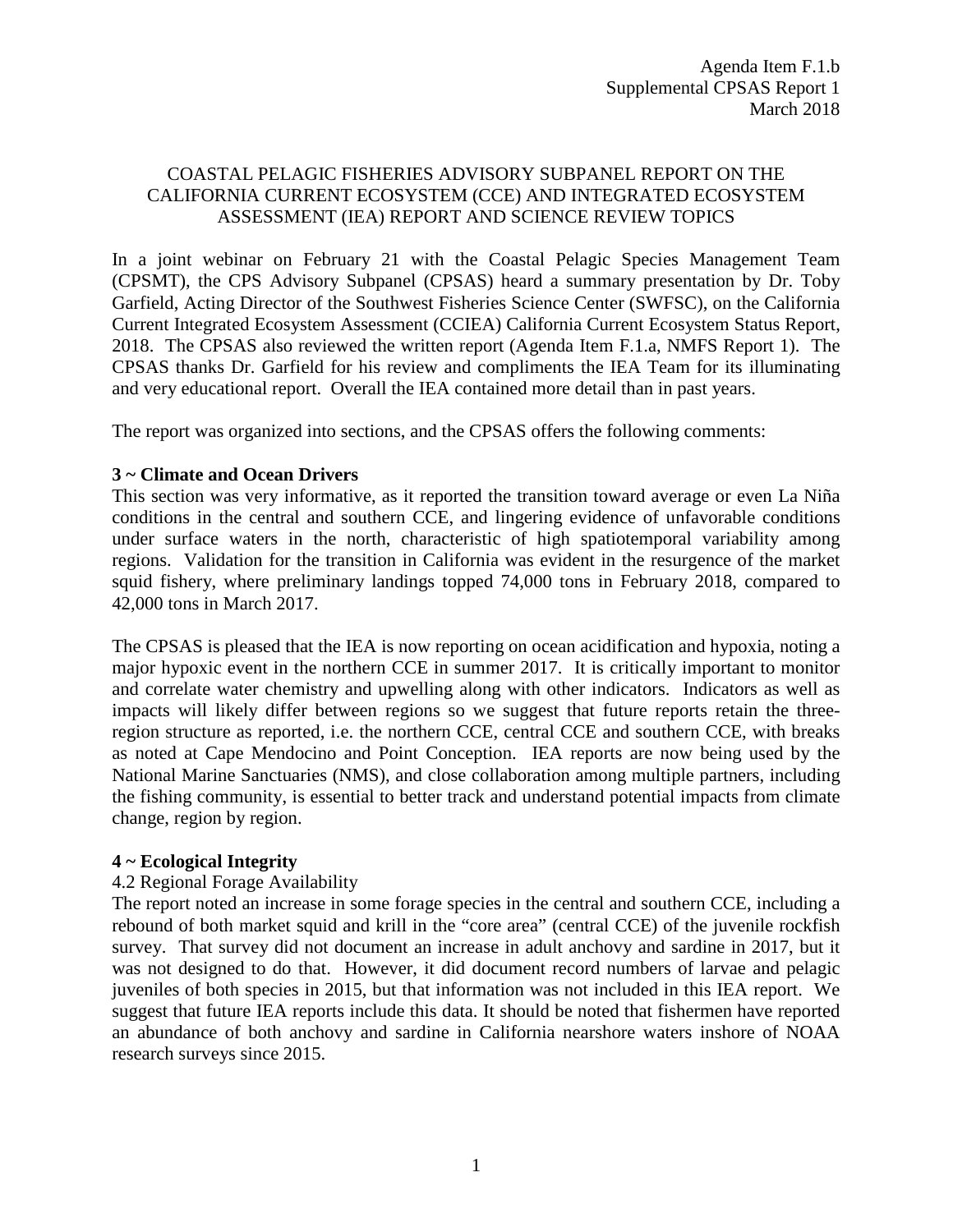Agenda Item F.1.b
Supplemental CPSAS Report 1
March 2018

# COASTAL PELAGIC FISHERIES ADVISORY SUBPANEL REPORT ON THE CALIFORNIA CURRENT ECOSYSTEM (CCE) AND INTEGRATED ECOSYSTEM ASSESSMENT (IEA) REPORT AND SCIENCE REVIEW TOPICS

In a joint webinar on February 21 with the Coastal Pelagic Species Management Team (CPSMT), the CPS Advisory Subpanel (CPSAS) heard a summary presentation by Dr. Toby Garfield, Acting Director of the Southwest Fisheries Science Center (SWFSC), on the California Current Integrated Ecosystem Assessment (CCIEA) California Current Ecosystem Status Report, 2018. The CPSAS also reviewed the written report (Agenda Item F.1.a, NMFS Report 1). The CPSAS thanks Dr. Garfield for his review and compliments the IEA Team for its illuminating and very educational report. Overall the IEA contained more detail than in past years.

The report was organized into sections, and the CPSAS offers the following comments:

**3 ~ Climate and Ocean Drivers**

This section was very informative, as it reported the transition toward average or even La Niña conditions in the central and southern CCE, and lingering evidence of unfavorable conditions under surface waters in the north, characteristic of high spatiotemporal variability among regions. Validation for the transition in California was evident in the resurgence of the market squid fishery, where preliminary landings topped 74,000 tons in February 2018, compared to 42,000 tons in March 2017.

The CPSAS is pleased that the IEA is now reporting on ocean acidification and hypoxia, noting a major hypoxic event in the northern CCE in summer 2017. It is critically important to monitor and correlate water chemistry and upwelling along with other indicators. Indicators as well as impacts will likely differ between regions so we suggest that future reports retain the three-region structure as reported, i.e. the northern CCE, central CCE and southern CCE, with breaks as noted at Cape Mendocino and Point Conception. IEA reports are now being used by the National Marine Sanctuaries (NMS), and close collaboration among multiple partners, including the fishing community, is essential to better track and understand potential impacts from climate change, region by region.

**4 ~ Ecological Integrity**

4.2 Regional Forage Availability

The report noted an increase in some forage species in the central and southern CCE, including a rebound of both market squid and krill in the "core area" (central CCE) of the juvenile rockfish survey. That survey did not document an increase in adult anchovy and sardine in 2017, but it was not designed to do that. However, it did document record numbers of larvae and pelagic juveniles of both species in 2015, but that information was not included in this IEA report. We suggest that future IEA reports include this data. It should be noted that fishermen have reported an abundance of both anchovy and sardine in California nearshore waters inshore of NOAA research surveys since 2015.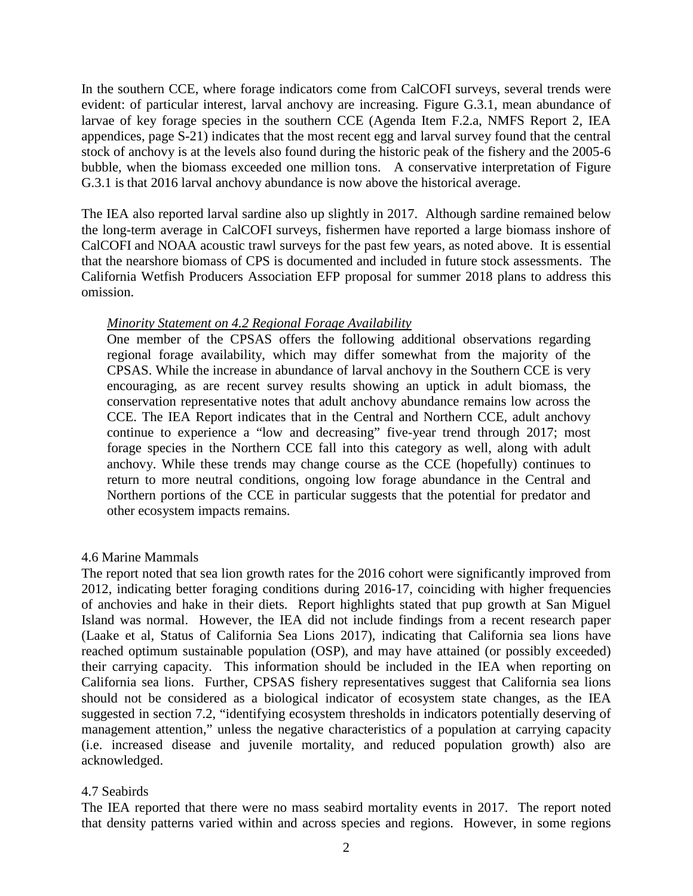In the southern CCE, where forage indicators come from CalCOFI surveys, several trends were evident: of particular interest, larval anchovy are increasing. Figure G.3.1, mean abundance of larvae of key forage species in the southern CCE (Agenda Item F.2.a, NMFS Report 2, IEA appendices, page S-21) indicates that the most recent egg and larval survey found that the central stock of anchovy is at the levels also found during the historic peak of the fishery and the 2005-6 bubble, when the biomass exceeded one million tons. A conservative interpretation of Figure G.3.1 is that 2016 larval anchovy abundance is now above the historical average.

The IEA also reported larval sardine also up slightly in 2017. Although sardine remained below the long-term average in CalCOFI surveys, fishermen have reported a large biomass inshore of CalCOFI and NOAA acoustic trawl surveys for the past few years, as noted above. It is essential that the nearshore biomass of CPS is documented and included in future stock assessments. The California Wetfish Producers Association EFP proposal for summer 2018 plans to address this omission.

> *Minority Statement on 4.2 Regional Forage Availability*
>
> One member of the CPSAS offers the following additional observations regarding regional forage availability, which may differ somewhat from the majority of the CPSAS. While the increase in abundance of larval anchovy in the Southern CCE is very encouraging, as are recent survey results showing an uptick in adult biomass, the conservation representative notes that adult anchovy abundance remains low across the CCE. The IEA Report indicates that in the Central and Northern CCE, adult anchovy continue to experience a "low and decreasing" five-year trend through 2017; most forage species in the Northern CCE fall into this category as well, along with adult anchovy. While these trends may change course as the CCE (hopefully) continues to return to more neutral conditions, ongoing low forage abundance in the Central and Northern portions of the CCE in particular suggests that the potential for predator and other ecosystem impacts remains.

4.6 Marine Mammals

The report noted that sea lion growth rates for the 2016 cohort were significantly improved from 2012, indicating better foraging conditions during 2016-17, coinciding with higher frequencies of anchovies and hake in their diets. Report highlights stated that pup growth at San Miguel Island was normal. However, the IEA did not include findings from a recent research paper (Laake et al, Status of California Sea Lions 2017), indicating that California sea lions have reached optimum sustainable population (OSP), and may have attained (or possibly exceeded) their carrying capacity. This information should be included in the IEA when reporting on California sea lions. Further, CPSAS fishery representatives suggest that California sea lions should not be considered as a biological indicator of ecosystem state changes, as the IEA suggested in section 7.2, "identifying ecosystem thresholds in indicators potentially deserving of management attention," unless the negative characteristics of a population at carrying capacity (i.e. increased disease and juvenile mortality, and reduced population growth) also are acknowledged.

4.7 Seabirds

The IEA reported that there were no mass seabird mortality events in 2017. The report noted that density patterns varied within and across species and regions. However, in some regions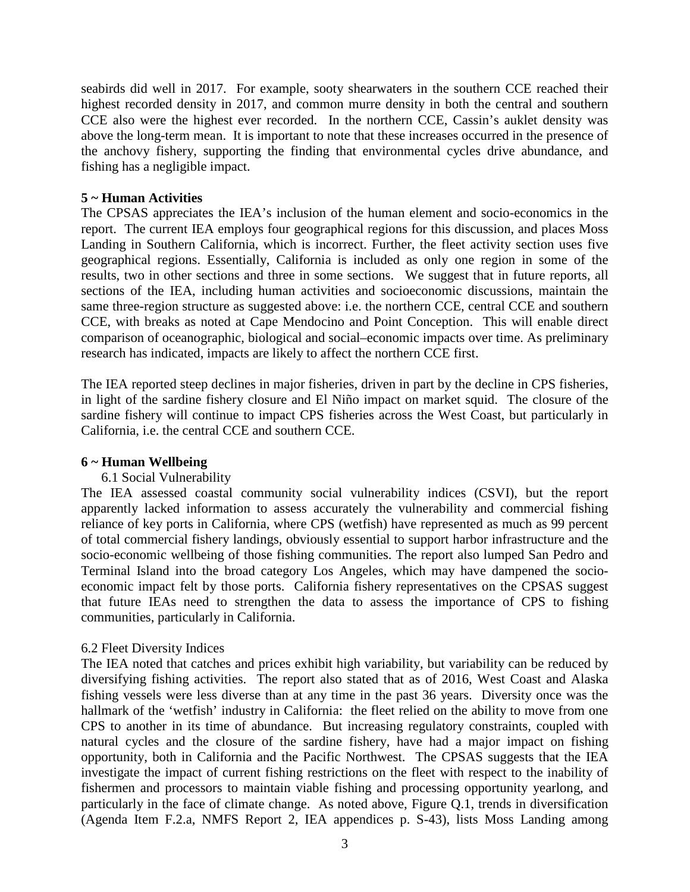seabirds did well in 2017. For example, sooty shearwaters in the southern CCE reached their highest recorded density in 2017, and common murre density in both the central and southern CCE also were the highest ever recorded. In the northern CCE, Cassin's auklet density was above the long-term mean. It is important to note that these increases occurred in the presence of the anchovy fishery, supporting the finding that environmental cycles drive abundance, and fishing has a negligible impact.

**5 ~ Human Activities**

The CPSAS appreciates the IEA's inclusion of the human element and socio-economics in the report. The current IEA employs four geographical regions for this discussion, and places Moss Landing in Southern California, which is incorrect. Further, the fleet activity section uses five geographical regions. Essentially, California is included as only one region in some of the results, two in other sections and three in some sections. We suggest that in future reports, all sections of the IEA, including human activities and socioeconomic discussions, maintain the same three-region structure as suggested above: i.e. the northern CCE, central CCE and southern CCE, with breaks as noted at Cape Mendocino and Point Conception. This will enable direct comparison of oceanographic, biological and social–economic impacts over time. As preliminary research has indicated, impacts are likely to affect the northern CCE first.

The IEA reported steep declines in major fisheries, driven in part by the decline in CPS fisheries, in light of the sardine fishery closure and El Niño impact on market squid. The closure of the sardine fishery will continue to impact CPS fisheries across the West Coast, but particularly in California, i.e. the central CCE and southern CCE.

**6 ~ Human Wellbeing**

6.1 Social Vulnerability

The IEA assessed coastal community social vulnerability indices (CSVI), but the report apparently lacked information to assess accurately the vulnerability and commercial fishing reliance of key ports in California, where CPS (wetfish) have represented as much as 99 percent of total commercial fishery landings, obviously essential to support harbor infrastructure and the socio-economic wellbeing of those fishing communities. The report also lumped San Pedro and Terminal Island into the broad category Los Angeles, which may have dampened the socio-economic impact felt by those ports. California fishery representatives on the CPSAS suggest that future IEAs need to strengthen the data to assess the importance of CPS to fishing communities, particularly in California.

6.2 Fleet Diversity Indices

The IEA noted that catches and prices exhibit high variability, but variability can be reduced by diversifying fishing activities. The report also stated that as of 2016, West Coast and Alaska fishing vessels were less diverse than at any time in the past 36 years. Diversity once was the hallmark of the 'wetfish' industry in California: the fleet relied on the ability to move from one CPS to another in its time of abundance. But increasing regulatory constraints, coupled with natural cycles and the closure of the sardine fishery, have had a major impact on fishing opportunity, both in California and the Pacific Northwest. The CPSAS suggests that the IEA investigate the impact of current fishing restrictions on the fleet with respect to the inability of fishermen and processors to maintain viable fishing and processing opportunity yearlong, and particularly in the face of climate change. As noted above, Figure Q.1, trends in diversification (Agenda Item F.2.a, NMFS Report 2, IEA appendices p. S-43), lists Moss Landing among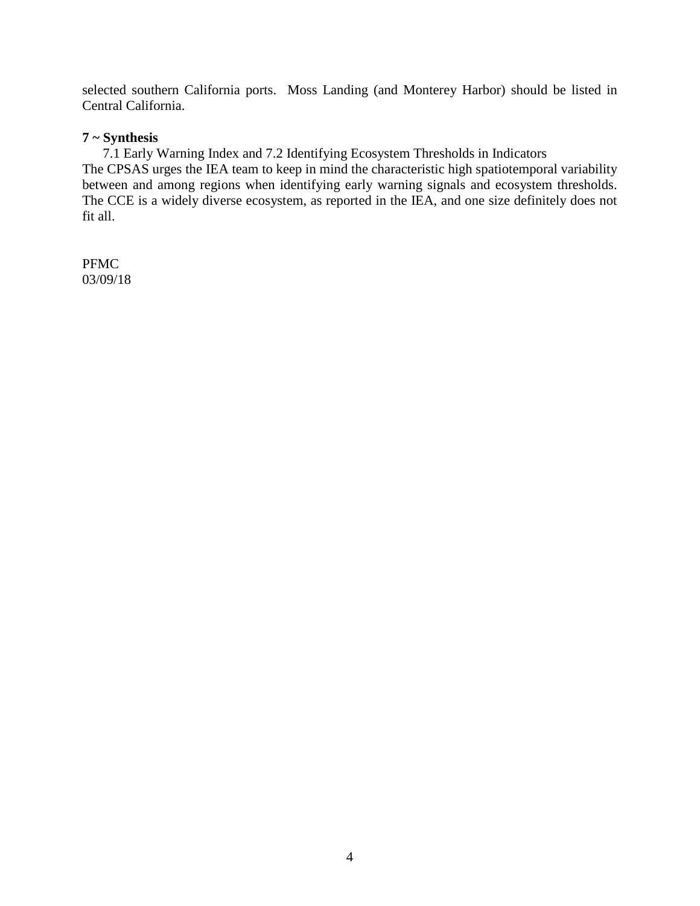selected southern California ports. Moss Landing (and Monterey Harbor) should be listed in Central California.

**7 ~ Synthesis**

7.1 Early Warning Index and 7.2 Identifying Ecosystem Thresholds in Indicators

The CPSAS urges the IEA team to keep in mind the characteristic high spatiotemporal variability between and among regions when identifying early warning signals and ecosystem thresholds. The CCE is a widely diverse ecosystem, as reported in the IEA, and one size definitely does not fit all.

PFMC
03/09/18